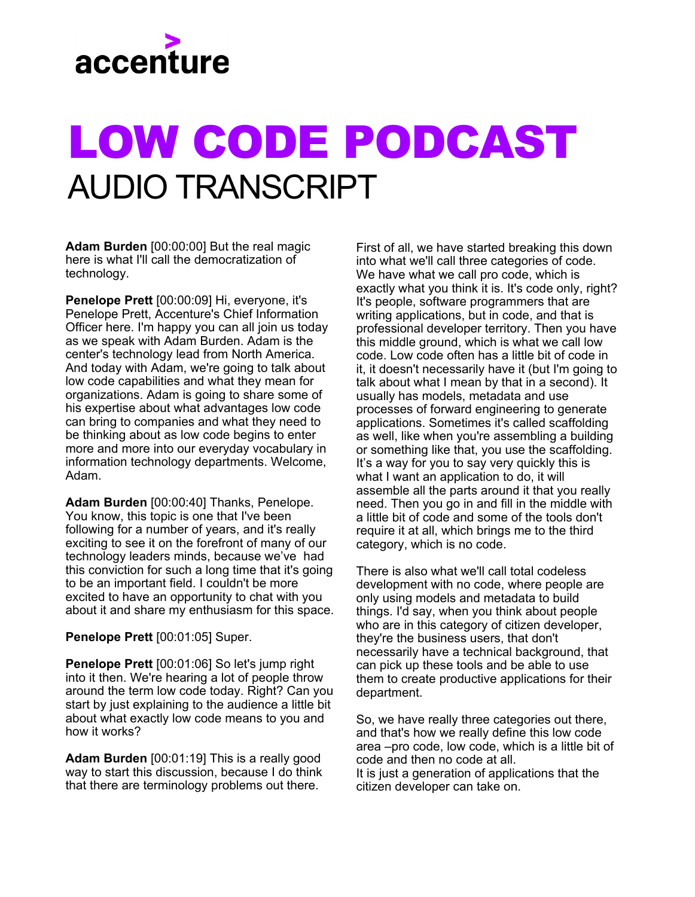accenture

# LOW CODE PODCAST

## AUDIO TRANSCRIPT

**Adam Burden** [00:00:00] But the real magic here is what I'll call the democratization of technology.

**Penelope Prett** [00:00:09] Hi, everyone, it's Penelope Prett, Accenture's Chief Information Officer here. I'm happy you can all join us today as we speak with Adam Burden. Adam is the center's technology lead from North America. And today with Adam, we're going to talk about low code capabilities and what they mean for organizations. Adam is going to share some of his expertise about what advantages low code can bring to companies and what they need to be thinking about as low code begins to enter more and more into our everyday vocabulary in information technology departments. Welcome, Adam.

**Adam Burden** [00:00:40] Thanks, Penelope. You know, this topic is one that I've been following for a number of years, and it's really exciting to see it on the forefront of many of our technology leaders minds, because we've had this conviction for such a long time that it's going to be an important field. I couldn't be more excited to have an opportunity to chat with you about it and share my enthusiasm for this space.

**Penelope Prett** [00:01:05] Super.

**Penelope Prett** [00:01:06] So let's jump right into it then. We're hearing a lot of people throw around the term low code today. Right? Can you start by just explaining to the audience a little bit about what exactly low code means to you and how it works?

**Adam Burden** [00:01:19] This is a really good way to start this discussion, because I do think that there are terminology problems out there.

First of all, we have started breaking this down into what we'll call three categories of code. We have what we call pro code, which is exactly what you think it is. It's code only, right? It's people, software programmers that are writing applications, but in code, and that is professional developer territory. Then you have this middle ground, which is what we call low code. Low code often has a little bit of code in it, it doesn't necessarily have it (but I'm going to talk about what I mean by that in a second). It usually has models, metadata and use processes of forward engineering to generate applications. Sometimes it's called scaffolding as well, like when you're assembling a building or something like that, you use the scaffolding. It's a way for you to say very quickly this is what I want an application to do, it will assemble all the parts around it that you really need. Then you go in and fill in the middle with a little bit of code and some of the tools don't require it at all, which brings me to the third category, which is no code.

There is also what we'll call total codeless development with no code, where people are only using models and metadata to build things. I'd say, when you think about people who are in this category of citizen developer, they're the business users, that don't necessarily have a technical background, that can pick up these tools and be able to use them to create productive applications for their department.

So, we have really three categories out there, and that's how we really define this low code area –pro code, low code, which is a little bit of code and then no code at all.
It is just a generation of applications that the citizen developer can take on.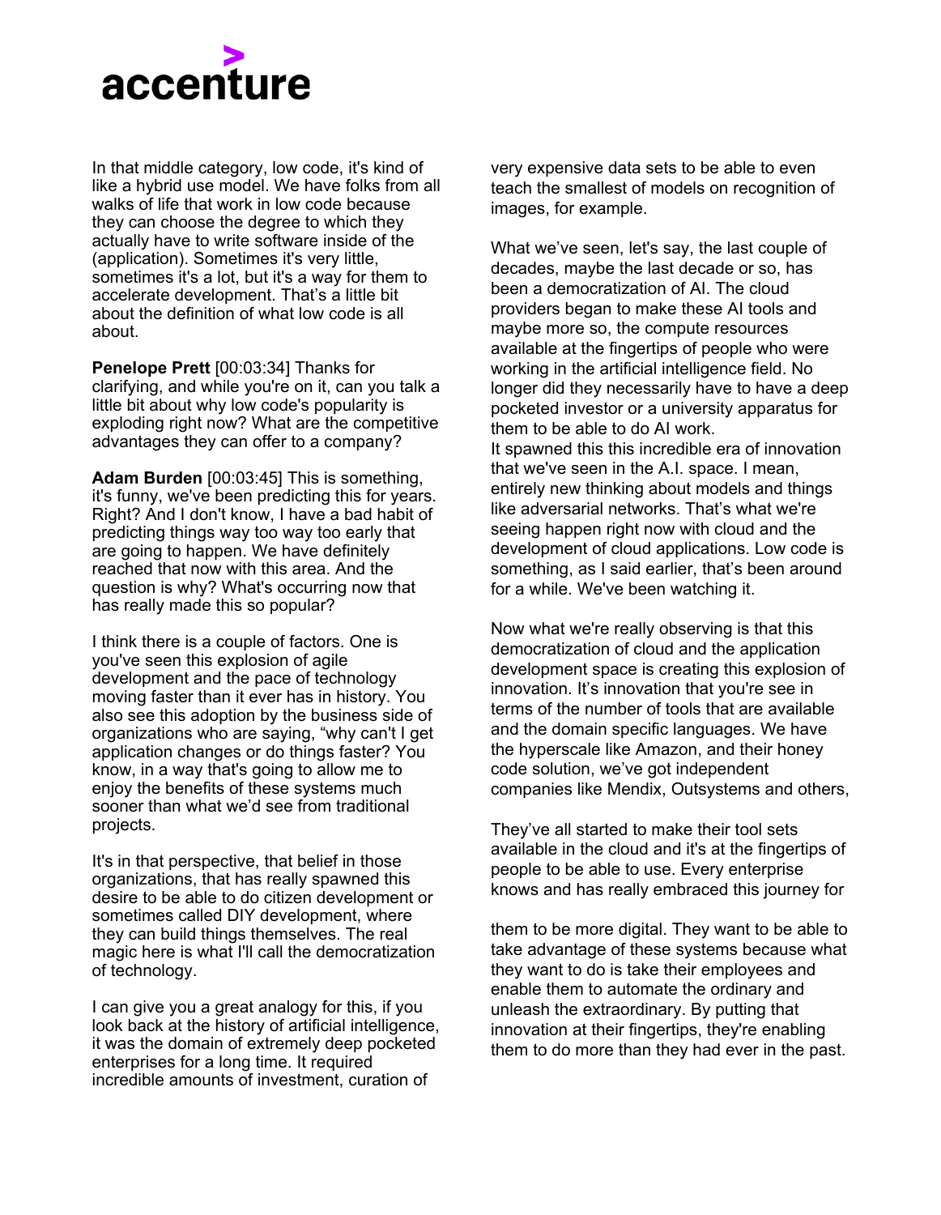In that middle category, low code, it's kind of like a hybrid use model. We have folks from all walks of life that work in low code because they can choose the degree to which they actually have to write software inside of the (application). Sometimes it's very little, sometimes it's a lot, but it's a way for them to accelerate development. That's a little bit about the definition of what low code is all about.

**Penelope Prett** [00:03:34] Thanks for clarifying, and while you're on it, can you talk a little bit about why low code's popularity is exploding right now? What are the competitive advantages they can offer to a company?

**Adam Burden** [00:03:45] This is something, it's funny, we've been predicting this for years. Right? And I don't know, I have a bad habit of predicting things way too way too early that are going to happen. We have definitely reached that now with this area. And the question is why? What's occurring now that has really made this so popular?

I think there is a couple of factors. One is you've seen this explosion of agile development and the pace of technology moving faster than it ever has in history. You also see this adoption by the business side of organizations who are saying, "why can't I get application changes or do things faster? You know, in a way that's going to allow me to enjoy the benefits of these systems much sooner than what we'd see from traditional projects.

It's in that perspective, that belief in those organizations, that has really spawned this desire to be able to do citizen development or sometimes called DIY development, where they can build things themselves. The real magic here is what I'll call the democratization of technology.

I can give you a great analogy for this, if you look back at the history of artificial intelligence, it was the domain of extremely deep pocketed enterprises for a long time. It required incredible amounts of investment, curation of very expensive data sets to be able to even teach the smallest of models on recognition of images, for example.

What we've seen, let's say, the last couple of decades, maybe the last decade or so, has been a democratization of AI. The cloud providers began to make these AI tools and maybe more so, the compute resources available at the fingertips of people who were working in the artificial intelligence field. No longer did they necessarily have to have a deep pocketed investor or a university apparatus for them to be able to do AI work.
It spawned this this incredible era of innovation that we've seen in the A.I. space. I mean, entirely new thinking about models and things like adversarial networks. That's what we're seeing happen right now with cloud and the development of cloud applications. Low code is something, as I said earlier, that's been around for a while. We've been watching it.

Now what we're really observing is that this democratization of cloud and the application development space is creating this explosion of innovation. It's innovation that you're see in terms of the number of tools that are available and the domain specific languages. We have the hyperscale like Amazon, and their honey code solution, we've got independent companies like Mendix, Outsystems and others,

They've all started to make their tool sets available in the cloud and it's at the fingertips of people to be able to use. Every enterprise knows and has really embraced this journey for them to be more digital. They want to be able to take advantage of these systems because what they want to do is take their employees and enable them to automate the ordinary and unleash the extraordinary. By putting that innovation at their fingertips, they're enabling them to do more than they had ever in the past.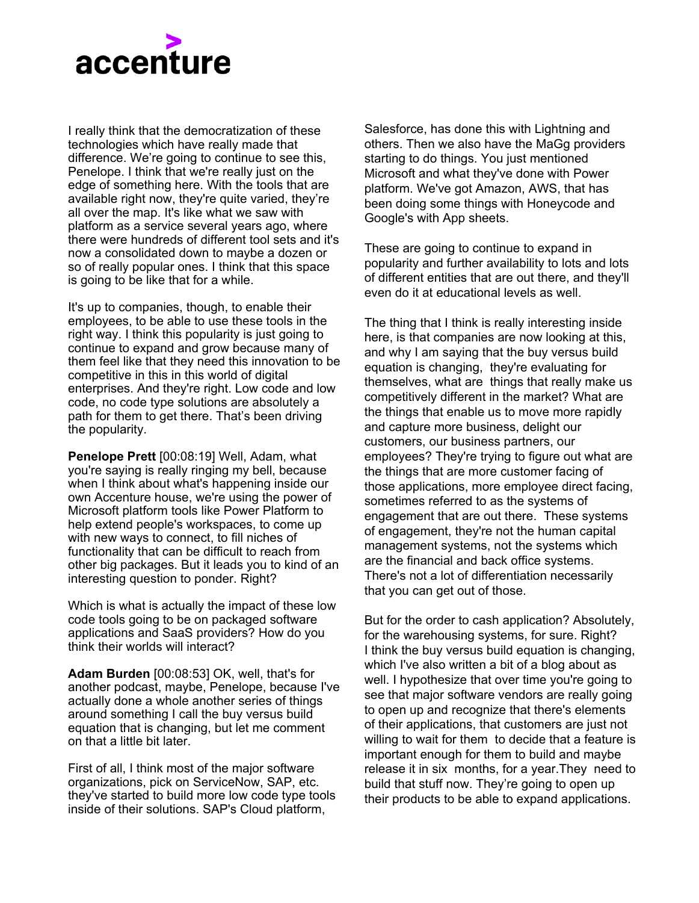I really think that the democratization of these technologies which have really made that difference. We're going to continue to see this, Penelope. I think that we're really just on the edge of something here. With the tools that are available right now, they're quite varied, they're all over the map. It's like what we saw with platform as a service several years ago, where there were hundreds of different tool sets and it's now a consolidated down to maybe a dozen or so of really popular ones. I think that this space is going to be like that for a while.

It's up to companies, though, to enable their employees, to be able to use these tools in the right way. I think this popularity is just going to continue to expand and grow because many of them feel like that they need this innovation to be competitive in this in this world of digital enterprises. And they're right. Low code and low code, no code type solutions are absolutely a path for them to get there. That's been driving the popularity.

**Penelope Prett** [00:08:19] Well, Adam, what you're saying is really ringing my bell, because when I think about what's happening inside our own Accenture house, we're using the power of Microsoft platform tools like Power Platform to help extend people's workspaces, to come up with new ways to connect, to fill niches of functionality that can be difficult to reach from other big packages. But it leads you to kind of an interesting question to ponder. Right?

Which is what is actually the impact of these low code tools going to be on packaged software applications and SaaS providers? How do you think their worlds will interact?

**Adam Burden** [00:08:53] OK, well, that's for another podcast, maybe, Penelope, because I've actually done a whole another series of things around something I call the buy versus build equation that is changing, but let me comment on that a little bit later.

First of all, I think most of the major software organizations, pick on ServiceNow, SAP, etc. they've started to build more low code type tools inside of their solutions. SAP's Cloud platform, Salesforce, has done this with Lightning and others. Then we also have the MaGg providers starting to do things. You just mentioned Microsoft and what they've done with Power platform. We've got Amazon, AWS, that has been doing some things with Honeycode and Google's with App sheets.

These are going to continue to expand in popularity and further availability to lots and lots of different entities that are out there, and they'll even do it at educational levels as well.

The thing that I think is really interesting inside here, is that companies are now looking at this, and why I am saying that the buy versus build equation is changing, they're evaluating for themselves, what are things that really make us competitively different in the market? What are the things that enable us to move more rapidly and capture more business, delight our customers, our business partners, our employees? They're trying to figure out what are the things that are more customer facing of those applications, more employee direct facing, sometimes referred to as the systems of engagement that are out there. These systems of engagement, they're not the human capital management systems, not the systems which are the financial and back office systems. There's not a lot of differentiation necessarily that you can get out of those.

But for the order to cash application? Absolutely, for the warehousing systems, for sure. Right? I think the buy versus build equation is changing, which I've also written a bit of a blog about as well. I hypothesize that over time you're going to see that major software vendors are really going to open up and recognize that there's elements of their applications, that customers are just not willing to wait for them to decide that a feature is important enough for them to build and maybe release it in six months, for a year.They need to build that stuff now. They're going to open up their products to be able to expand applications.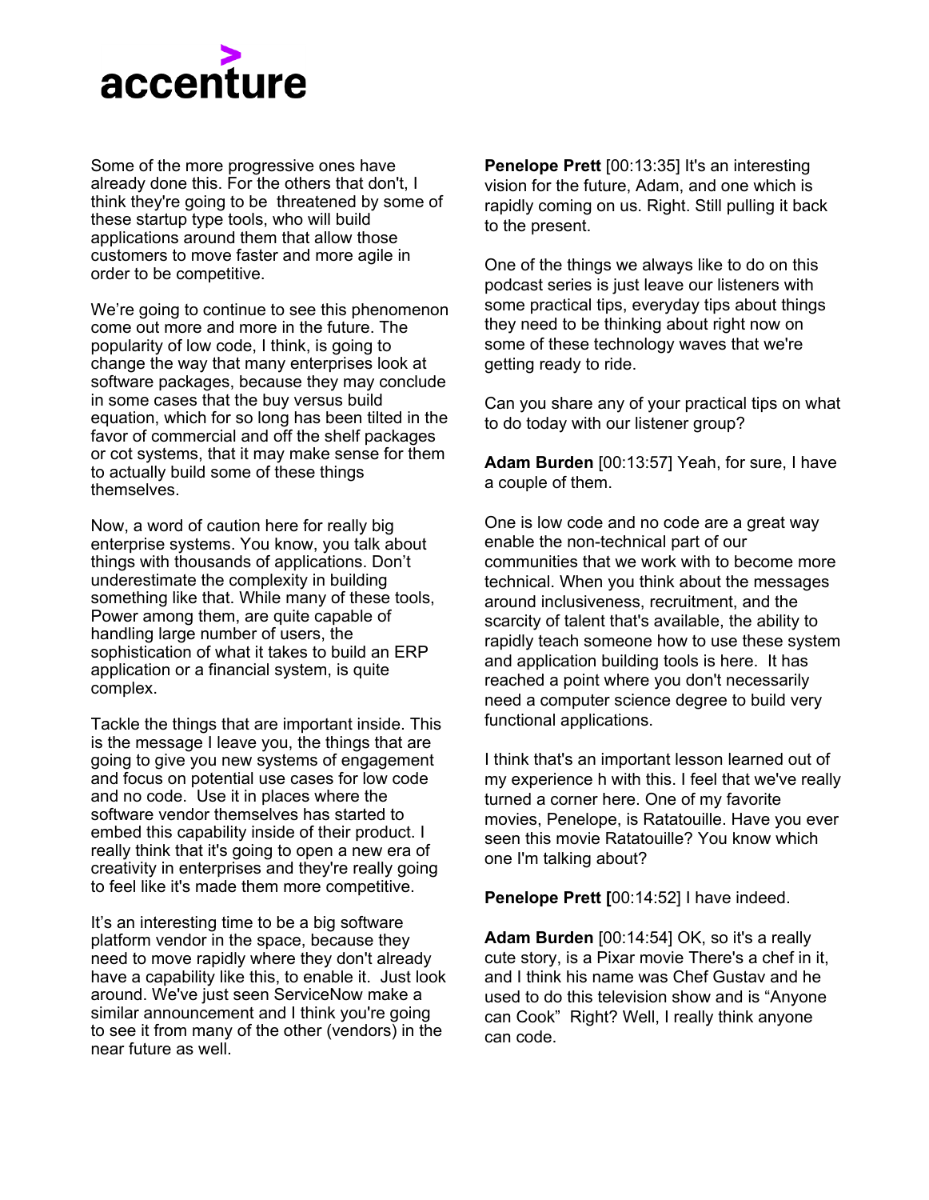Some of the more progressive ones have already done this. For the others that don't, I think they're going to be threatened by some of these startup type tools, who will build applications around them that allow those customers to move faster and more agile in order to be competitive.

We're going to continue to see this phenomenon come out more and more in the future. The popularity of low code, I think, is going to change the way that many enterprises look at software packages, because they may conclude in some cases that the buy versus build equation, which for so long has been tilted in the favor of commercial and off the shelf packages or cot systems, that it may make sense for them to actually build some of these things themselves.

Now, a word of caution here for really big enterprise systems. You know, you talk about things with thousands of applications. Don't underestimate the complexity in building something like that. While many of these tools, Power among them, are quite capable of handling large number of users, the sophistication of what it takes to build an ERP application or a financial system, is quite complex.

Tackle the things that are important inside. This is the message I leave you, the things that are going to give you new systems of engagement and focus on potential use cases for low code and no code. Use it in places where the software vendor themselves has started to embed this capability inside of their product. I really think that it's going to open a new era of creativity in enterprises and they're really going to feel like it's made them more competitive.

It's an interesting time to be a big software platform vendor in the space, because they need to move rapidly where they don't already have a capability like this, to enable it. Just look around. We've just seen ServiceNow make a similar announcement and I think you're going to see it from many of the other (vendors) in the near future as well.

**Penelope Prett** [00:13:35] It's an interesting vision for the future, Adam, and one which is rapidly coming on us. Right. Still pulling it back to the present.

One of the things we always like to do on this podcast series is just leave our listeners with some practical tips, everyday tips about things they need to be thinking about right now on some of these technology waves that we're getting ready to ride.

Can you share any of your practical tips on what to do today with our listener group?

**Adam Burden** [00:13:57] Yeah, for sure, I have a couple of them.

One is low code and no code are a great way enable the non-technical part of our communities that we work with to become more technical. When you think about the messages around inclusiveness, recruitment, and the scarcity of talent that's available, the ability to rapidly teach someone how to use these system and application building tools is here. It has reached a point where you don't necessarily need a computer science degree to build very functional applications.

I think that's an important lesson learned out of my experience h with this. I feel that we've really turned a corner here. One of my favorite movies, Penelope, is Ratatouille. Have you ever seen this movie Ratatouille? You know which one I'm talking about?

**Penelope Prett [**00:14:52] I have indeed.

**Adam Burden** [00:14:54] OK, so it's a really cute story, is a Pixar movie There's a chef in it, and I think his name was Chef Gustav and he used to do this television show and is "Anyone can Cook" Right? Well, I really think anyone can code.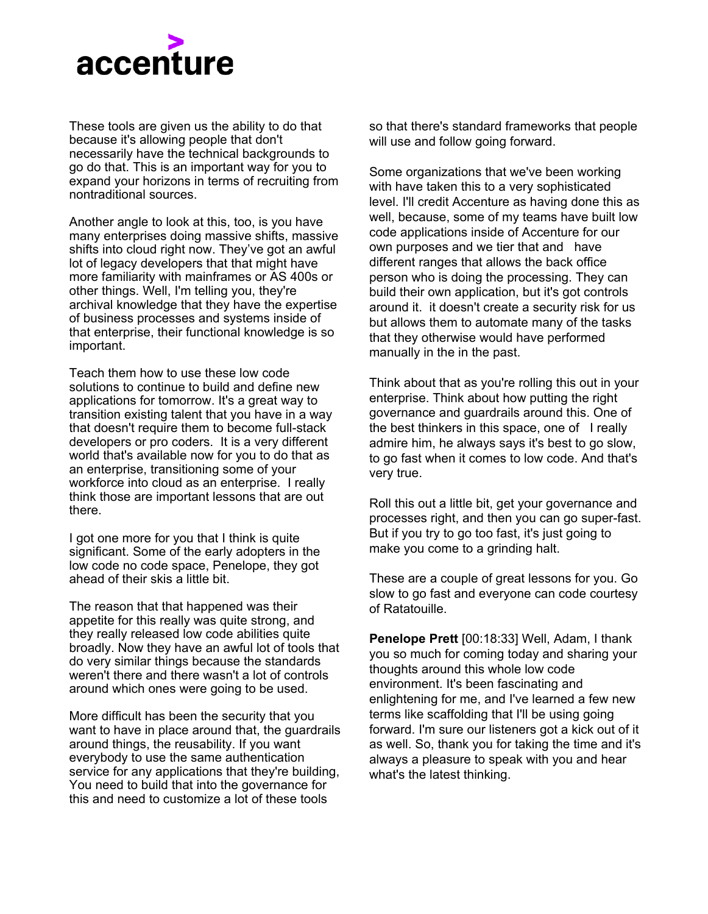These tools are given us the ability to do that because it's allowing people that don't necessarily have the technical backgrounds to go do that. This is an important way for you to expand your horizons in terms of recruiting from nontraditional sources.

Another angle to look at this, too, is you have many enterprises doing massive shifts, massive shifts into cloud right now. They've got an awful lot of legacy developers that that might have more familiarity with mainframes or AS 400s or other things. Well, I'm telling you, they're archival knowledge that they have the expertise of business processes and systems inside of that enterprise, their functional knowledge is so important.

Teach them how to use these low code solutions to continue to build and define new applications for tomorrow. It's a great way to transition existing talent that you have in a way that doesn't require them to become full-stack developers or pro coders. It is a very different world that's available now for you to do that as an enterprise, transitioning some of your workforce into cloud as an enterprise. I really think those are important lessons that are out there.

I got one more for you that I think is quite significant. Some of the early adopters in the low code no code space, Penelope, they got ahead of their skis a little bit.

The reason that that happened was their appetite for this really was quite strong, and they really released low code abilities quite broadly. Now they have an awful lot of tools that do very similar things because the standards weren't there and there wasn't a lot of controls around which ones were going to be used.

More difficult has been the security that you want to have in place around that, the guardrails around things, the reusability. If you want everybody to use the same authentication service for any applications that they're building, You need to build that into the governance for this and need to customize a lot of these tools so that there's standard frameworks that people will use and follow going forward.

Some organizations that we've been working with have taken this to a very sophisticated level. I'll credit Accenture as having done this as well, because, some of my teams have built low code applications inside of Accenture for our own purposes and we tier that and have different ranges that allows the back office person who is doing the processing. They can build their own application, but it's got controls around it. it doesn't create a security risk for us but allows them to automate many of the tasks that they otherwise would have performed manually in the in the past.

Think about that as you're rolling this out in your enterprise. Think about how putting the right governance and guardrails around this. One of the best thinkers in this space, one of I really admire him, he always says it's best to go slow, to go fast when it comes to low code. And that's very true.

Roll this out a little bit, get your governance and processes right, and then you can go super-fast. But if you try to go too fast, it's just going to make you come to a grinding halt.

These are a couple of great lessons for you. Go slow to go fast and everyone can code courtesy of Ratatouille.

**Penelope Prett** [00:18:33] Well, Adam, I thank you so much for coming today and sharing your thoughts around this whole low code environment. It's been fascinating and enlightening for me, and I've learned a few new terms like scaffolding that I'll be using going forward. I'm sure our listeners got a kick out of it as well. So, thank you for taking the time and it's always a pleasure to speak with you and hear what's the latest thinking.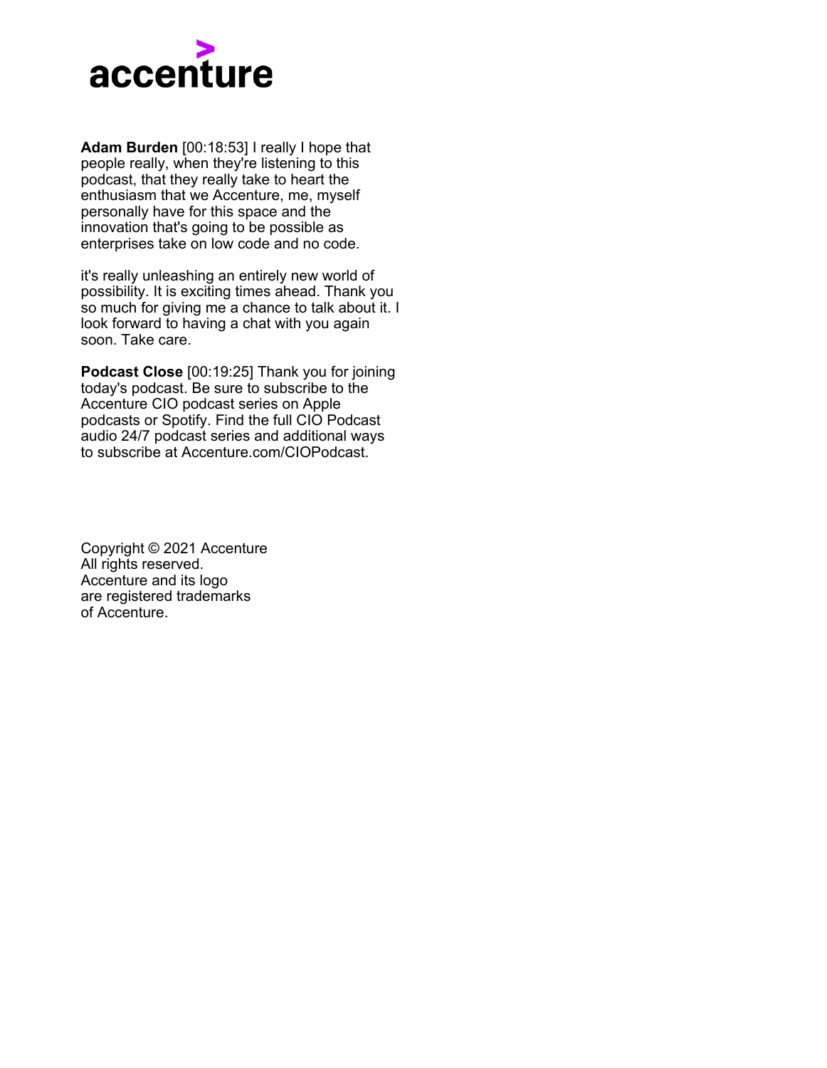**Adam Burden** [00:18:53] I really I hope that people really, when they're listening to this podcast, that they really take to heart the enthusiasm that we Accenture, me, myself personally have for this space and the innovation that's going to be possible as enterprises take on low code and no code.

it's really unleashing an entirely new world of possibility. It is exciting times ahead. Thank you so much for giving me a chance to talk about it. I look forward to having a chat with you again soon. Take care.

**Podcast Close** [00:19:25] Thank you for joining today's podcast. Be sure to subscribe to the Accenture CIO podcast series on Apple podcasts or Spotify. Find the full CIO Podcast audio 24/7 podcast series and additional ways to subscribe at Accenture.com/CIOPodcast.

Copyright © 2021 Accenture
All rights reserved.
Accenture and its logo
are registered trademarks
of Accenture.